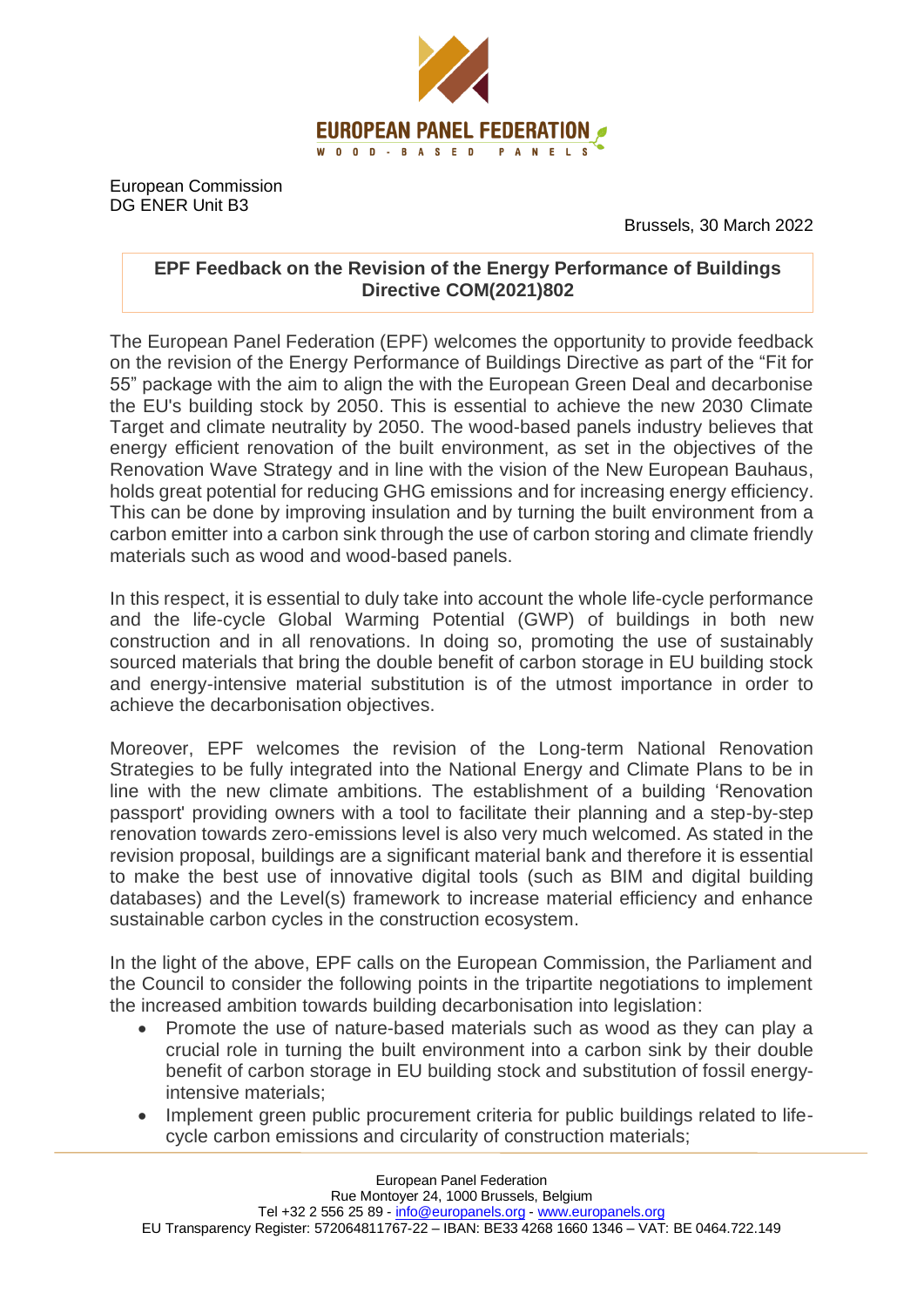EUROPEAN PANEL FEDERATION

WOOD-BASED PANELS

European Commission
DG ENER Unit B3

Brussels, 30 March 2022

**EPF Feedback on the Revision of the Energy Performance of Buildings Directive COM(2021)802**

The European Panel Federation (EPF) welcomes the opportunity to provide feedback on the revision of the Energy Performance of Buildings Directive as part of the "Fit for 55" package with the aim to align the with the European Green Deal and decarbonise the EU's building stock by 2050. This is essential to achieve the new 2030 Climate Target and climate neutrality by 2050. The wood-based panels industry believes that energy efficient renovation of the built environment, as set in the objectives of the Renovation Wave Strategy and in line with the vision of the New European Bauhaus, holds great potential for reducing GHG emissions and for increasing energy efficiency. This can be done by improving insulation and by turning the built environment from a carbon emitter into a carbon sink through the use of carbon storing and climate friendly materials such as wood and wood-based panels.

In this respect, it is essential to duly take into account the whole life-cycle performance and the life-cycle Global Warming Potential (GWP) of buildings in both new construction and in all renovations. In doing so, promoting the use of sustainably sourced materials that bring the double benefit of carbon storage in EU building stock and energy-intensive material substitution is of the utmost importance in order to achieve the decarbonisation objectives.

Moreover, EPF welcomes the revision of the Long-term National Renovation Strategies to be fully integrated into the National Energy and Climate Plans to be in line with the new climate ambitions. The establishment of a building 'Renovation passport' providing owners with a tool to facilitate their planning and a step-by-step renovation towards zero-emissions level is also very much welcomed. As stated in the revision proposal, buildings are a significant material bank and therefore it is essential to make the best use of innovative digital tools (such as BIM and digital building databases) and the Level(s) framework to increase material efficiency and enhance sustainable carbon cycles in the construction ecosystem.

In the light of the above, EPF calls on the European Commission, the Parliament and the Council to consider the following points in the tripartite negotiations to implement the increased ambition towards building decarbonisation into legislation:

- Promote the use of nature-based materials such as wood as they can play a crucial role in turning the built environment into a carbon sink by their double benefit of carbon storage in EU building stock and substitution of fossil energy-intensive materials;
- Implement green public procurement criteria for public buildings related to life-cycle carbon emissions and circularity of construction materials;

European Panel Federation
Rue Montoyer 24, 1000 Brussels, Belgium
Tel +32 2 556 25 89 - info@europanels.org - www.europanels.org
EU Transparency Register: 572064811767-22 – IBAN: BE33 4268 1660 1346 – VAT: BE 0464.722.149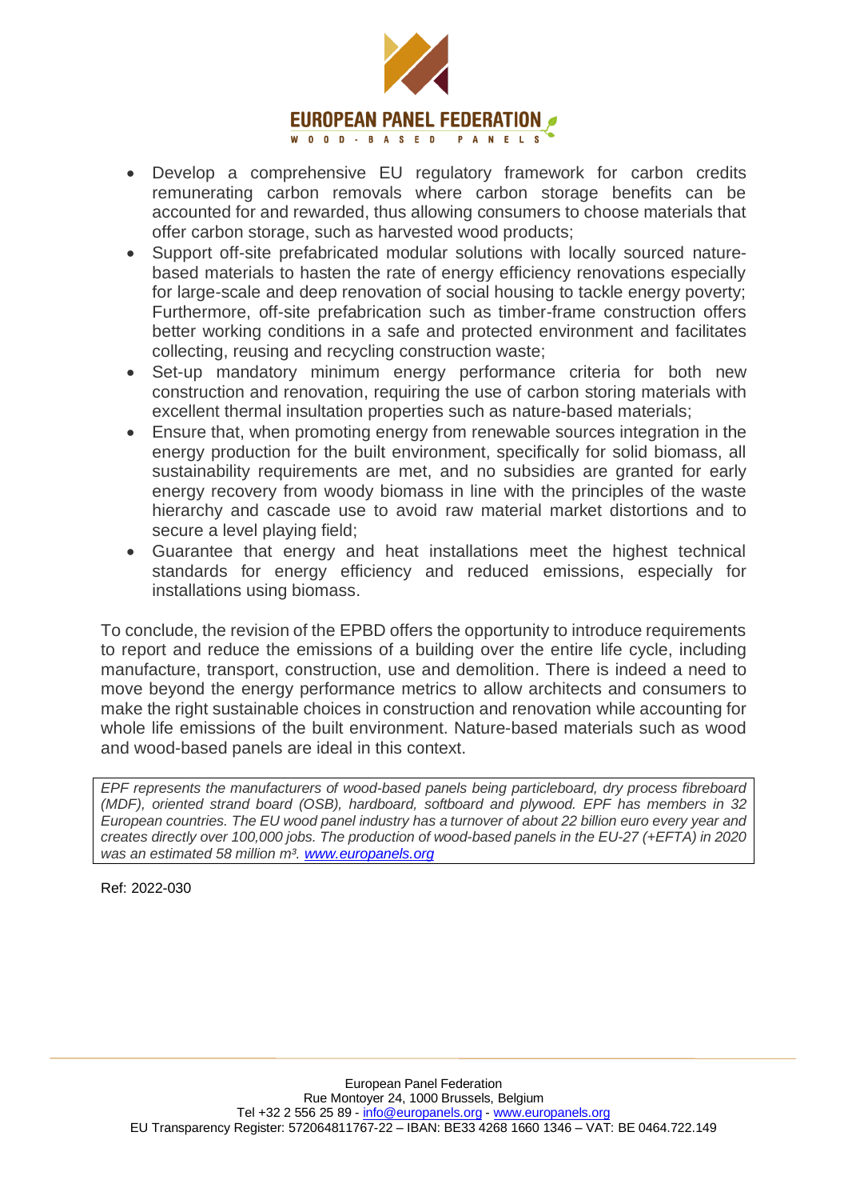- Develop a comprehensive EU regulatory framework for carbon credits remunerating carbon removals where carbon storage benefits can be accounted for and rewarded, thus allowing consumers to choose materials that offer carbon storage, such as harvested wood products;
- Support off-site prefabricated modular solutions with locally sourced nature-based materials to hasten the rate of energy efficiency renovations especially for large-scale and deep renovation of social housing to tackle energy poverty; Furthermore, off-site prefabrication such as timber-frame construction offers better working conditions in a safe and protected environment and facilitates collecting, reusing and recycling construction waste;
- Set-up mandatory minimum energy performance criteria for both new construction and renovation, requiring the use of carbon storing materials with excellent thermal insultation properties such as nature-based materials;
- Ensure that, when promoting energy from renewable sources integration in the energy production for the built environment, specifically for solid biomass, all sustainability requirements are met, and no subsidies are granted for early energy recovery from woody biomass in line with the principles of the waste hierarchy and cascade use to avoid raw material market distortions and to secure a level playing field;
- Guarantee that energy and heat installations meet the highest technical standards for energy efficiency and reduced emissions, especially for installations using biomass.

To conclude, the revision of the EPBD offers the opportunity to introduce requirements to report and reduce the emissions of a building over the entire life cycle, including manufacture, transport, construction, use and demolition. There is indeed a need to move beyond the energy performance metrics to allow architects and consumers to make the right sustainable choices in construction and renovation while accounting for whole life emissions of the built environment. Nature-based materials such as wood and wood-based panels are ideal in this context.

*EPF represents the manufacturers of wood-based panels being particleboard, dry process fibreboard (MDF), oriented strand board (OSB), hardboard, softboard and plywood. EPF has members in 32 European countries. The EU wood panel industry has a turnover of about 22 billion euro every year and creates directly over 100,000 jobs. The production of wood-based panels in the EU-27 (+EFTA) in 2020 was an estimated 58 million m³. [www.europanels.org](http://www.europanels.org)*

Ref: 2022-030

European Panel Federation
Rue Montoyer 24, 1000 Brussels, Belgium
Tel +32 2 556 25 89 - info@europanels.org - www.europanels.org
EU Transparency Register: 572064811767-22 – IBAN: BE33 4268 1660 1346 – VAT: BE 0464.722.149